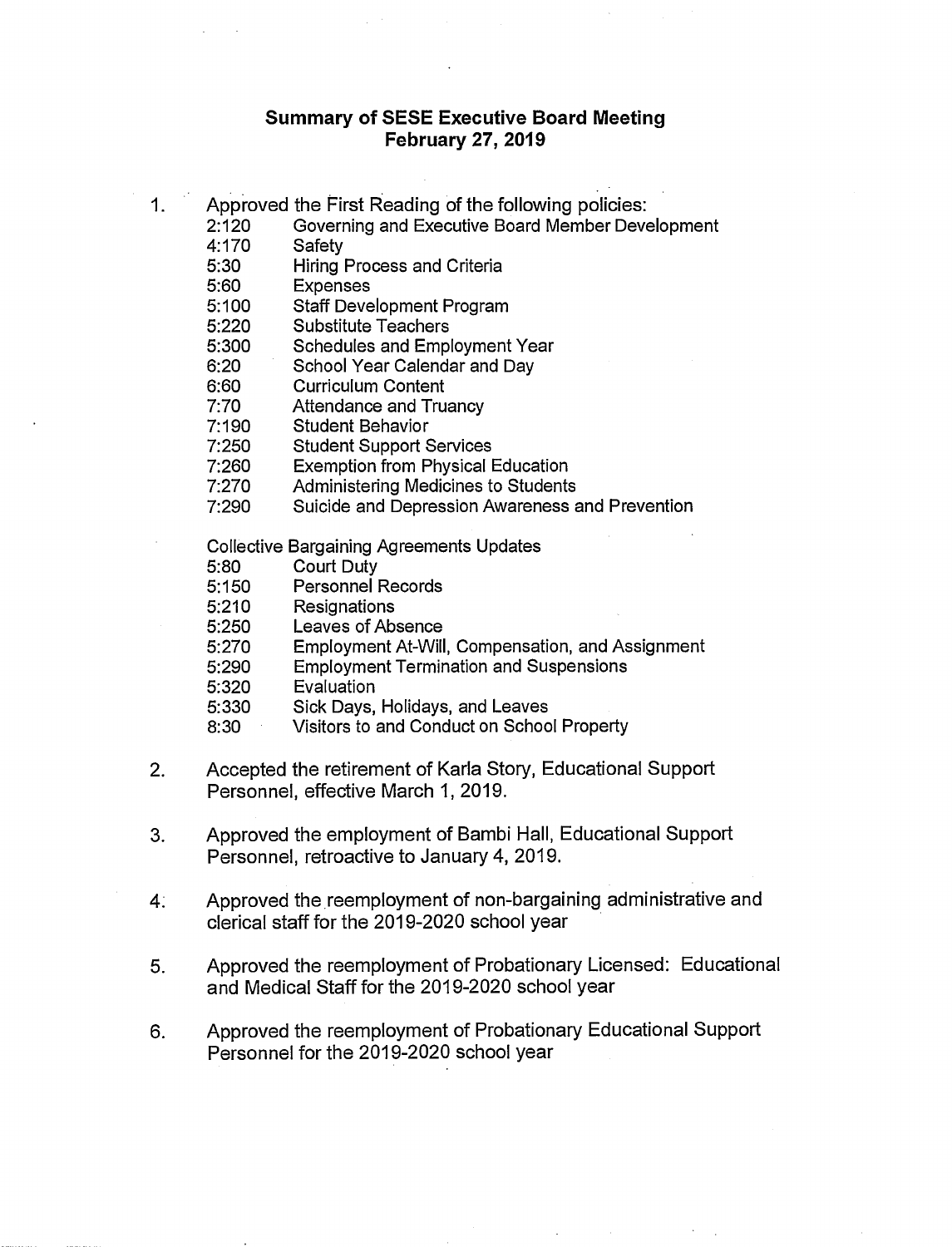# Summary of SESE Executive Board Meeting
## February 27, 2019

1. Approved the First Reading of the following policies:

   | | |
   |---|---|
   | 2:120 | Governing and Executive Board Member Development |
   | 4:170 | Safety |
   | 5:30 | Hiring Process and Criteria |
   | 5:60 | Expenses |
   | 5:100 | Staff Development Program |
   | 5:220 | Substitute Teachers |
   | 5:300 | Schedules and Employment Year |
   | 6:20 | School Year Calendar and Day |
   | 6:60 | Curriculum Content |
   | 7:70 | Attendance and Truancy |
   | 7:190 | Student Behavior |
   | 7:250 | Student Support Services |
   | 7:260 | Exemption from Physical Education |
   | 7:270 | Administering Medicines to Students |
   | 7:290 | Suicide and Depression Awareness and Prevention |

   Collective Bargaining Agreements Updates

   | | |
   |---|---|
   | 5:80 | Court Duty |
   | 5:150 | Personnel Records |
   | 5:210 | Resignations |
   | 5:250 | Leaves of Absence |
   | 5:270 | Employment At-Will, Compensation, and Assignment |
   | 5:290 | Employment Termination and Suspensions |
   | 5:320 | Evaluation |
   | 5:330 | Sick Days, Holidays, and Leaves |
   | 8:30 | Visitors to and Conduct on School Property |

2. Accepted the retirement of Karla Story, Educational Support Personnel, effective March 1, 2019.

3. Approved the employment of Bambi Hall, Educational Support Personnel, retroactive to January 4, 2019.

4. Approved the reemployment of non-bargaining administrative and clerical staff for the 2019-2020 school year

5. Approved the reemployment of Probationary Licensed: Educational and Medical Staff for the 2019-2020 school year

6. Approved the reemployment of Probationary Educational Support Personnel for the 2019-2020 school year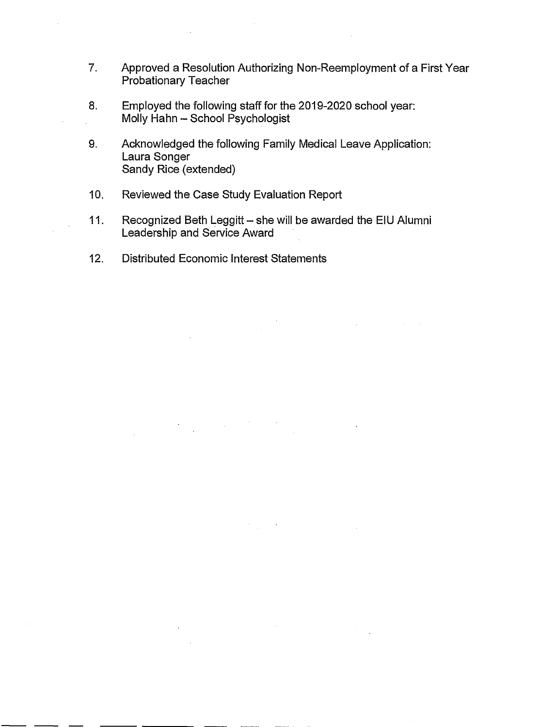7. Approved a Resolution Authorizing Non-Reemployment of a First Year Probationary Teacher

8. Employed the following staff for the 2019-2020 school year:
   Molly Hahn – School Psychologist

9. Acknowledged the following Family Medical Leave Application:
   Laura Songer
   Sandy Rice (extended)

10. Reviewed the Case Study Evaluation Report

11. Recognized Beth Leggitt – she will be awarded the EIU Alumni Leadership and Service Award

12. Distributed Economic Interest Statements